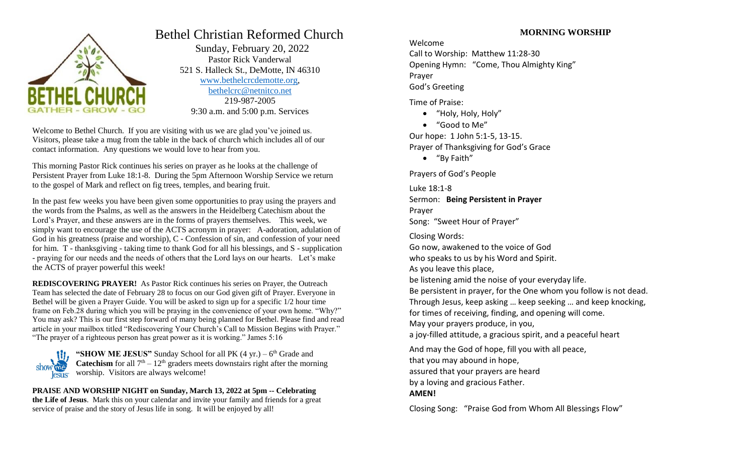# Bethel Christian Reformed Church

Sunday, February 20, 2022
Pastor Rick Vanderwal
521 S. Halleck St., DeMotte, IN 46310
www.bethelcrcdemotte.org,
bethelcrc@netnitco.net
219-987-2005
9:30 a.m. and 5:00 p.m. Services

Welcome to Bethel Church. If you are visiting with us we are glad you've joined us. Visitors, please take a mug from the table in the back of church which includes all of our contact information. Any questions we would love to hear from you.

This morning Pastor Rick continues his series on prayer as he looks at the challenge of Persistent Prayer from Luke 18:1-8. During the 5pm Afternoon Worship Service we return to the gospel of Mark and reflect on fig trees, temples, and bearing fruit.

In the past few weeks you have been given some opportunities to pray using the prayers and the words from the Psalms, as well as the answers in the Heidelberg Catechism about the Lord's Prayer, and these answers are in the forms of prayers themselves. This week, we simply want to encourage the use of the ACTS acronym in prayer: A-adoration, adulation of God in his greatness (praise and worship), C - Confession of sin, and confession of your need for him. T - thanksgiving - taking time to thank God for all his blessings, and S - supplication - praying for our needs and the needs of others that the Lord lays on our hearts. Let's make the ACTS of prayer powerful this week!

**REDISCOVERING PRAYER!** As Pastor Rick continues his series on Prayer, the Outreach Team has selected the date of February 28 to focus on our God given gift of Prayer. Everyone in Bethel will be given a Prayer Guide. You will be asked to sign up for a specific 1/2 hour time frame on Feb.28 during which you will be praying in the convenience of your own home. "Why?" You may ask? This is our first step forward of many being planned for Bethel. Please find and read article in your mailbox titled "Rediscovering Your Church's Call to Mission Begins with Prayer." "The prayer of a righteous person has great power as it is working." James 5:16

**"SHOW ME JESUS"** Sunday School for all PK (4 yr.) – 6th Grade and **Catechism** for all 7th – 12th graders meets downstairs right after the morning worship. Visitors are always welcome!

**PRAISE AND WORSHIP NIGHT on Sunday, March 13, 2022 at 5pm -- Celebrating the Life of Jesus**. Mark this on your calendar and invite your family and friends for a great service of praise and the story of Jesus life in song. It will be enjoyed by all!

## MORNING WORSHIP

Welcome
Call to Worship: Matthew 11:28-30
Opening Hymn: "Come, Thou Almighty King"
Prayer
God's Greeting

Time of Praise:

- "Holy, Holy, Holy"
- "Good to Me"

Our hope: 1 John 5:1-5, 13-15.
Prayer of Thanksgiving for God's Grace

- "By Faith"

Prayers of God's People

Luke 18:1-8
Sermon: **Being Persistent in Prayer**
Prayer
Song: "Sweet Hour of Prayer"

Closing Words:
Go now, awakened to the voice of God
who speaks to us by his Word and Spirit.
As you leave this place,
be listening amid the noise of your everyday life.
Be persistent in prayer, for the One whom you follow is not dead.
Through Jesus, keep asking … keep seeking … and keep knocking,
for times of receiving, finding, and opening will come.
May your prayers produce, in you,
a joy-filled attitude, a gracious spirit, and a peaceful heart

And may the God of hope, fill you with all peace,
that you may abound in hope,
assured that your prayers are heard
by a loving and gracious Father.
**AMEN!**

Closing Song: "Praise God from Whom All Blessings Flow"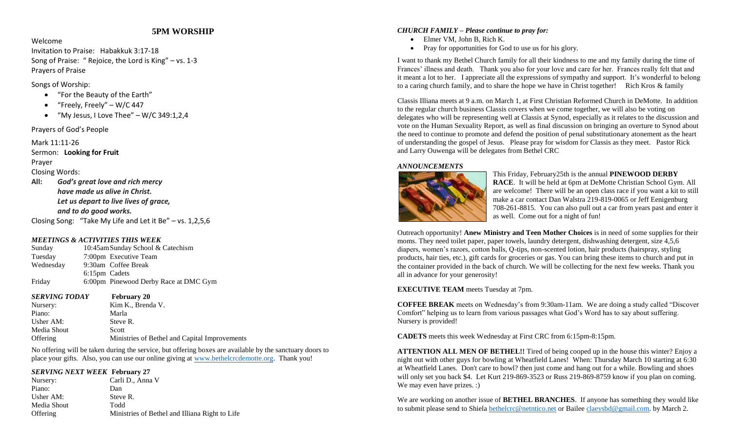## 5PM WORSHIP

Welcome

Invitation to Praise: Habakkuk 3:17-18

Song of Praise: " Rejoice, the Lord is King" – vs. 1-3

Prayers of Praise

Songs of Worship:

- "For the Beauty of the Earth"
- "Freely, Freely" – W/C 447
- "My Jesus, I Love Thee" – W/C 349:1,2,4

Prayers of God's People

Mark 11:11-26

Sermon: **Looking for Fruit**

Prayer

Closing Words:

**All:** ***God's great love and rich mercy***
***have made us alive in Christ.***
***Let us depart to live lives of grace,***
***and to do good works.***

Closing Song: "Take My Life and Let it Be" – vs. 1,2,5,6

### *MEETINGS & ACTIVITIES THIS WEEK*

| | | |
|---|---|---|
| Sunday | 10:45am | Sunday School & Catechism |
| Tuesday | 7:00pm | Executive Team |
| Wednesday | 9:30am | Coffee Break |
| | 6:15pm | Cadets |
| Friday | 6:00pm | Pinewood Derby Race at DMC Gym |

| *SERVING TODAY* | **February 20** |
|---|---|
| Nursery: | Kim K., Brenda V. |
| Piano: | Marla |
| Usher AM: | Steve R. |
| Media Shout | Scott |
| Offering | Ministries of Bethel and Capital Improvements |

No offering will be taken during the service, but offering boxes are available by the sanctuary doors to place your gifts. Also, you can use our online giving at www.bethelcrcdemotte.org. Thank you!

| *SERVING NEXT WEEK* | **February 27** |
|---|---|
| Nursery: | Carli D., Anna V |
| Piano: | Dan |
| Usher AM: | Steve R. |
| Media Shout | Todd |
| Offering | Ministries of Bethel and Illiana Right to Life |

### *CHURCH FAMILY – Please continue to pray for:*

- Elmer VM, John B, Rich K.
- Pray for opportunities for God to use us for his glory.

I want to thank my Bethel Church family for all their kindness to me and my family during the time of Frances' illness and death. Thank you also for your love and care for her. Frances really felt that and it meant a lot to her. I appreciate all the expressions of sympathy and support. It's wonderful to belong to a caring church family, and to share the hope we have in Christ together! Rich Kros & family

Classis Illiana meets at 9 a.m. on March 1, at First Christian Reformed Church in DeMotte. In addition to the regular church business Classis covers when we come together, we will also be voting on delegates who will be representing well at Classis at Synod, especially as it relates to the discussion and vote on the Human Sexuality Report, as well as final discussion on bringing an overture to Synod about the need to continue to promote and defend the position of penal substitutionary atonement as the heart of understanding the gospel of Jesus. Please pray for wisdom for Classis as they meet. Pastor Rick and Larry Ouwenga will be delegates from Bethel CRC

### *ANNOUNCEMENTS*

This Friday, February25th is the annual **PINEWOOD DERBY RACE**. It will be held at 6pm at DeMotte Christian School Gym. All are welcome! There will be an open class race if you want a kit to still make a car contact Dan Walstra 219-819-0065 or Jeff Eenigenburg 708-261-8815. You can also pull out a car from years past and enter it as well. Come out for a night of fun!

Outreach opportunity! **Anew Ministry and Teen Mother Choices** is in need of some supplies for their moms. They need toilet paper, paper towels, laundry detergent, dishwashing detergent, size 4,5,6 diapers, women's razors, cotton balls, Q-tips, non-scented lotion, hair products (hairspray, styling products, hair ties, etc.), gift cards for groceries or gas. You can bring these items to church and put in the container provided in the back of church. We will be collecting for the next few weeks. Thank you all in advance for your generosity!

**EXECUTIVE TEAM** meets Tuesday at 7pm.

**COFFEE BREAK** meets on Wednesday's from 9:30am-11am. We are doing a study called "Discover Comfort" helping us to learn from various passages what God's Word has to say about suffering. Nursery is provided!

**CADETS** meets this week Wednesday at First CRC from 6:15pm-8:15pm.

**ATTENTION ALL MEN OF BETHEL!!** Tired of being cooped up in the house this winter? Enjoy a night out with other guys for bowling at Wheatfield Lanes! When: Thursday March 10 starting at 6:30 at Wheatfield Lanes. Don't care to bowl? then just come and hang out for a while. Bowling and shoes will only set you back $4. Let Kurt 219-869-3523 or Russ 219-869-8759 know if you plan on coming. We may even have prizes. :)

We are working on another issue of **BETHEL BRANCHES**. If anyone has something they would like to submit please send to Shiela bethelcrc@netntico.net or Bailee claeysbd@gmail.com. by March 2.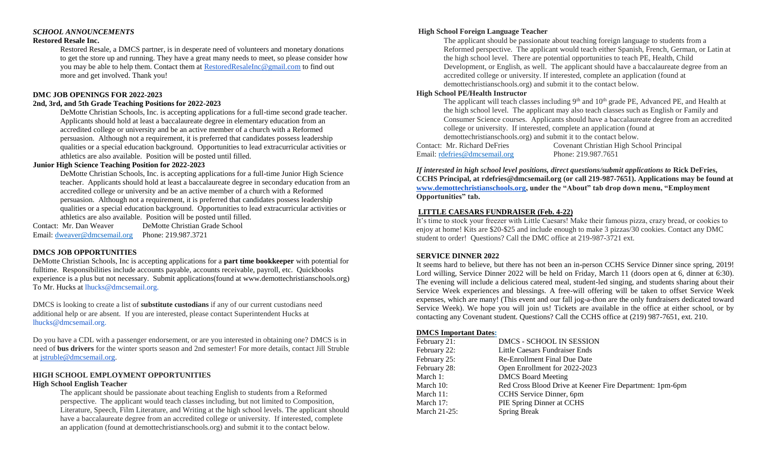***SCHOOL ANNOUNCEMENTS***

**Restored Resale Inc.**

Restored Resale, a DMCS partner, is in desperate need of volunteers and monetary donations to get the store up and running. They have a great many needs to meet, so please consider how you may be able to help them. Contact them at RestoredResaleInc@gmail.com to find out more and get involved. Thank you!

**DMC JOB OPENINGS FOR 2022-2023**

**2nd, 3rd, and 5th Grade Teaching Positions for 2022-2023**

DeMotte Christian Schools, Inc. is accepting applications for a full-time second grade teacher. Applicants should hold at least a baccalaureate degree in elementary education from an accredited college or university and be an active member of a church with a Reformed persuasion. Although not a requirement, it is preferred that candidates possess leadership qualities or a special education background. Opportunities to lead extracurricular activities or athletics are also available. Position will be posted until filled.

**Junior High Science Teaching Position for 2022-2023**

DeMotte Christian Schools, Inc. is accepting applications for a full-time Junior High Science teacher. Applicants should hold at least a baccalaureate degree in secondary education from an accredited college or university and be an active member of a church with a Reformed persuasion. Although not a requirement, it is preferred that candidates possess leadership qualities or a special education background. Opportunities to lead extracurricular activities or athletics are also available. Position will be posted until filled.

Contact: Mr. Dan Weaver DeMotte Christian Grade School
Email: dweaver@dmcsemail.org Phone: 219.987.3721

**DMCS JOB OPPORTUNITIES**

DeMotte Christian Schools, Inc is accepting applications for a **part time bookkeeper** with potential for fulltime. Responsibilities include accounts payable, accounts receivable, payroll, etc. Quickbooks experience is a plus but not necessary. Submit applications(found at www.demottechristianschools.org) To Mr. Hucks at lhucks@dmcsemail.org.

DMCS is looking to create a list of **substitute custodians** if any of our current custodians need additional help or are absent. If you are interested, please contact Superintendent Hucks at lhucks@dmcsemail.org.

Do you have a CDL with a passenger endorsement, or are you interested in obtaining one? DMCS is in need of **bus drivers** for the winter sports season and 2nd semester! For more details, contact Jill Struble at jstruble@dmcsemail.org.

**HIGH SCHOOL EMPLOYMENT OPPORTUNITIES**

**High School English Teacher**

The applicant should be passionate about teaching English to students from a Reformed perspective. The applicant would teach classes including, but not limited to Composition, Literature, Speech, Film Literature, and Writing at the high school levels. The applicant should have a baccalaureate degree from an accredited college or university. If interested, complete an application (found at demottechristianschools.org) and submit it to the contact below.

**High School Foreign Language Teacher**

The applicant should be passionate about teaching foreign language to students from a Reformed perspective. The applicant would teach either Spanish, French, German, or Latin at the high school level. There are potential opportunities to teach PE, Health, Child Development, or English, as well. The applicant should have a baccalaureate degree from an accredited college or university. If interested, complete an application (found at demottechristianschools.org) and submit it to the contact below.

**High School PE/Health Instructor**

The applicant will teach classes including 9th and 10th grade PE, Advanced PE, and Health at the high school level. The applicant may also teach classes such as English or Family and Consumer Science courses. Applicants should have a baccalaureate degree from an accredited college or university. If interested, complete an application (found at demottechristianschools.org) and submit it to the contact below.

Contact: Mr. Richard DeFries Covenant Christian High School Principal
Email: rdefries@dmcsemail.org Phone: 219.987.7651

***If interested in high school level positions, direct questions/submit applications to* Rick DeFries, CCHS Principal, at rdefries@dmcsemail.org (or call 219-987-7651). Applications may be found at www.demottechristianschools.org, under the "About" tab drop down menu, "Employment Opportunities" tab.**

**LITTLE CAESARS FUNDRAISER (Feb. 4-22)**

It's time to stock your freezer with Little Caesars! Make their famous pizza, crazy bread, or cookies to enjoy at home! Kits are $20-$25 and include enough to make 3 pizzas/30 cookies. Contact any DMC student to order! Questions? Call the DMC office at 219-987-3721 ext.

**SERVICE DINNER 2022**

It seems hard to believe, but there has not been an in-person CCHS Service Dinner since spring, 2019! Lord willing, Service Dinner 2022 will be held on Friday, March 11 (doors open at 6, dinner at 6:30). The evening will include a delicious catered meal, student-led singing, and students sharing about their Service Week experiences and blessings. A free-will offering will be taken to offset Service Week expenses, which are many! (This event and our fall jog-a-thon are the only fundraisers dedicated toward Service Week). We hope you will join us! Tickets are available in the office at either school, or by contacting any Covenant student. Questions? Call the CCHS office at (219) 987-7651, ext. 210.

**DMCS Important Dates:**

| | |
|---|---|
| February 21: | DMCS - SCHOOL IN SESSION |
| February 22: | Little Caesars Fundraiser Ends |
| February 25: | Re-Enrollment Final Due Date |
| February 28: | Open Enrollment for 2022-2023 |
| March 1: | DMCS Board Meeting |
| March 10: | Red Cross Blood Drive at Keener Fire Department: 1pm-6pm |
| March 11: | CCHS Service Dinner, 6pm |
| March 17: | PIE Spring Dinner at CCHS |
| March 21-25: | Spring Break |